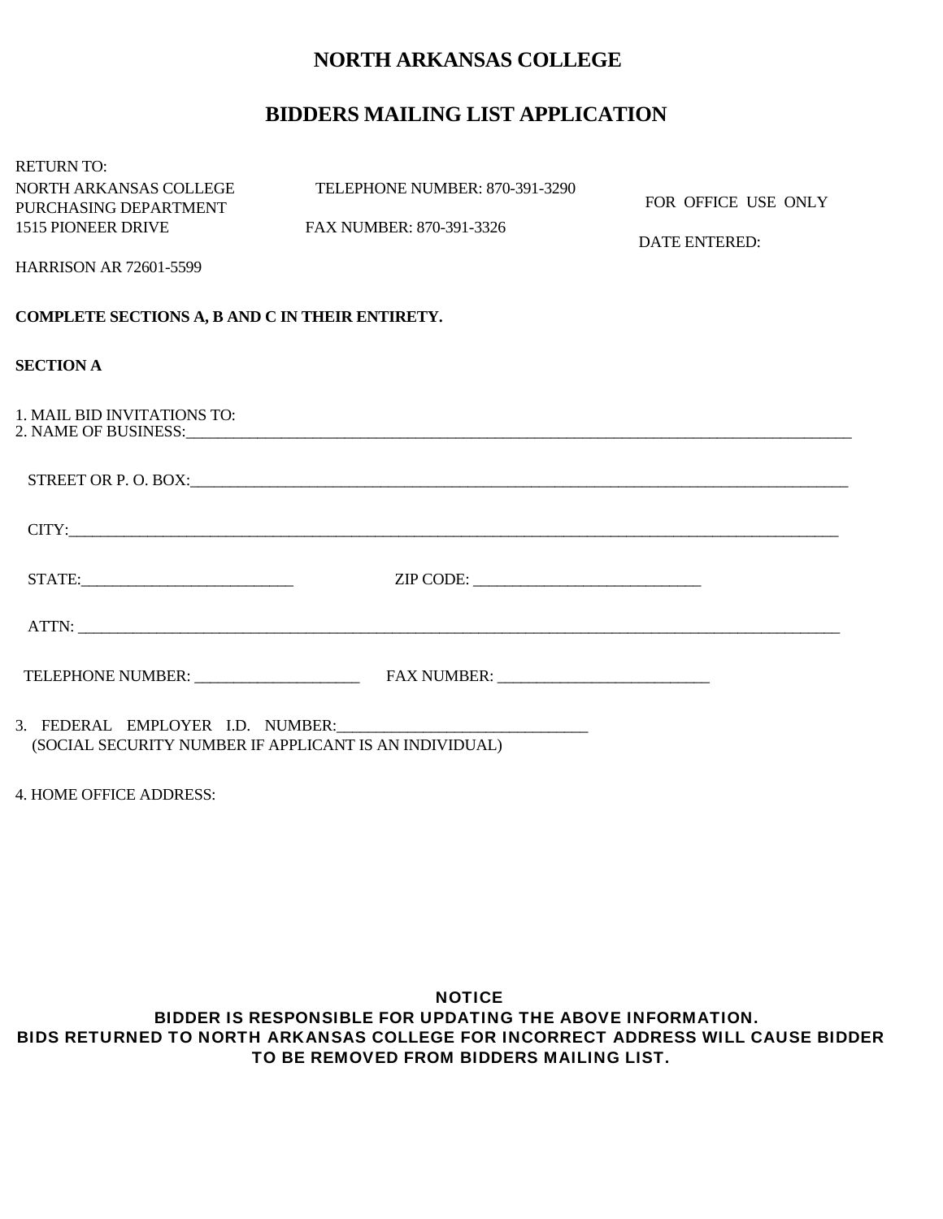# NORTH ARKANSAS COLLEGE

## BIDDERS MAILING LIST APPLICATION

RETURN TO:

NORTH ARKANSAS COLLEGE
PURCHASING DEPARTMENT
1515 PIONEER DRIVE

HARRISON AR 72601-5599

TELEPHONE NUMBER: 870-391-3290

FAX NUMBER: 870-391-3326

FOR OFFICE USE ONLY

DATE ENTERED:

**COMPLETE SECTIONS A, B AND C IN THEIR ENTIRETY.**

**SECTION A**

1. MAIL BID INVITATIONS TO:
2. NAME OF BUSINESS:_______________________________________________________________________________

STREET OR P. O. BOX:_______________________________________________________________________________

CITY:_______________________________________________________________________________

STATE:___________________________ ZIP CODE: _____________________________

ATTN: _______________________________________________________________________________

TELEPHONE NUMBER: _____________________ FAX NUMBER: ___________________________

3. FEDERAL EMPLOYER I.D. NUMBER:________________________________
(SOCIAL SECURITY NUMBER IF APPLICANT IS AN INDIVIDUAL)

4. HOME OFFICE ADDRESS:

**NOTICE**
**BIDDER IS RESPONSIBLE FOR UPDATING THE ABOVE INFORMATION.**
**BIDS RETURNED TO NORTH ARKANSAS COLLEGE FOR INCORRECT ADDRESS WILL CAUSE BIDDER TO BE REMOVED FROM BIDDERS MAILING LIST.**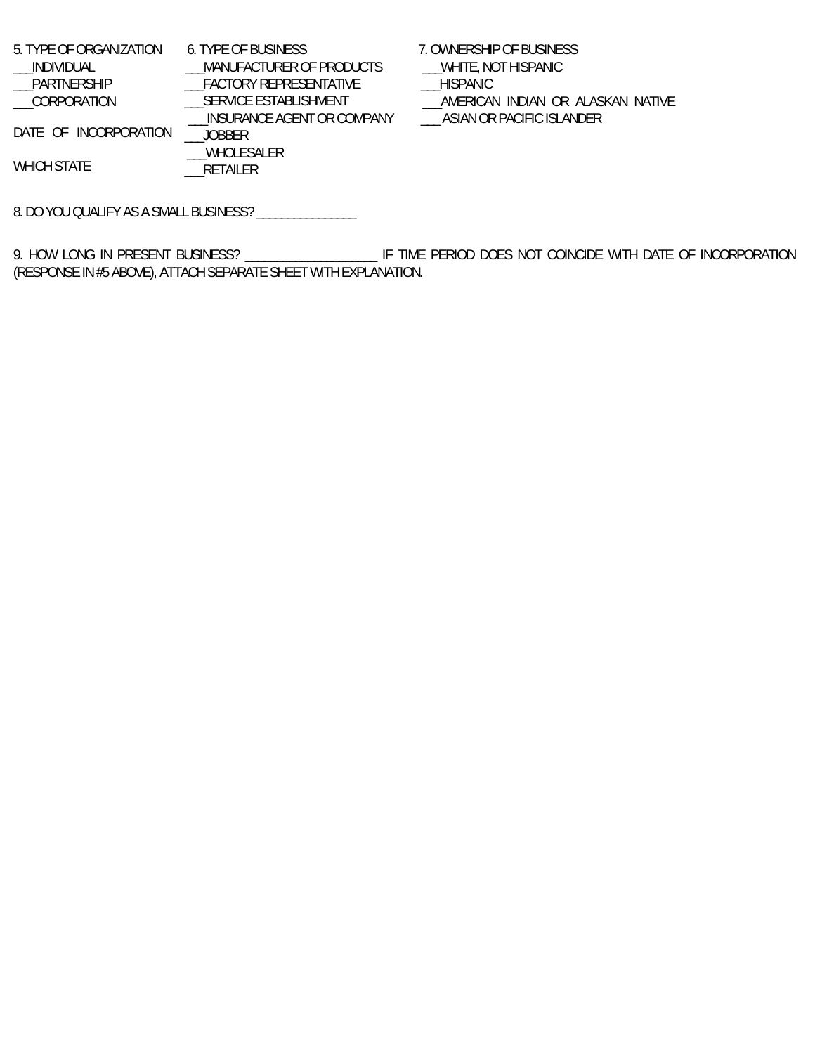5. TYPE OF ORGANIZATION

___INDIVIDUAL

___PARTNERSHIP

___CORPORATION

DATE OF INCORPORATION

WHICH STATE

6. TYPE OF BUSINESS

___MANUFACTURER OF PRODUCTS

___FACTORY REPRESENTATIVE

___SERVICE ESTABLISHMENT

___INSURANCE AGENT OR COMPANY

___JOBBER

___WHOLESALER

___RETAILER

7. OWNERSHIP OF BUSINESS

___WHITE, NOT HISPANIC

___HISPANIC

___AMERICAN INDIAN OR ALASKAN NATIVE

___ ASIAN OR PACIFIC ISLANDER

8. DO YOU QUALIFY AS A SMALL BUSINESS? _______________

9. HOW LONG IN PRESENT BUSINESS? ____________________ IF TIME PERIOD DOES NOT COINCIDE WITH DATE OF INCORPORATION (RESPONSE IN #5 ABOVE), ATTACH SEPARATE SHEET WITH EXPLANATION.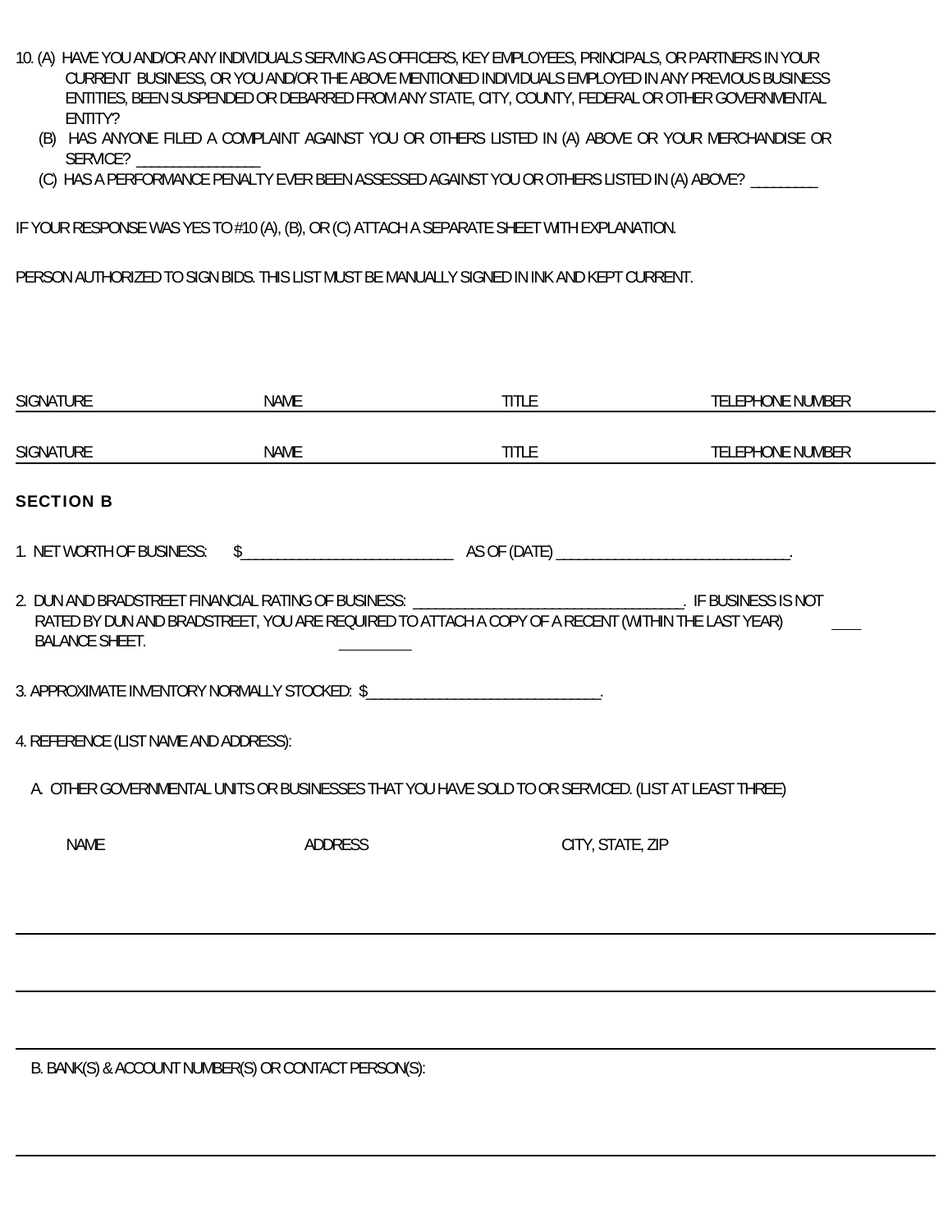10. (A) HAVE YOU AND/OR ANY INDIVIDUALS SERVING AS OFFICERS, KEY EMPLOYEES, PRINCIPALS, OR PARTNERS IN YOUR CURRENT BUSINESS, OR YOU AND/OR THE ABOVE MENTIONED INDIVIDUALS EMPLOYED IN ANY PREVIOUS BUSINESS ENTITIES, BEEN SUSPENDED OR DEBARRED FROM ANY STATE, CITY, COUNTY, FEDERAL OR OTHER GOVERNMENTAL ENTITY?

    (B) HAS ANYONE FILED A COMPLAINT AGAINST YOU OR OTHERS LISTED IN (A) ABOVE OR YOUR MERCHANDISE OR SERVICE? _______________

    (C) HAS A PERFORMANCE PENALTY EVER BEEN ASSESSED AGAINST YOU OR OTHERS LISTED IN (A) ABOVE? ________

IF YOUR RESPONSE WAS YES TO #10 (A), (B), OR (C) ATTACH A SEPARATE SHEET WITH EXPLANATION.

PERSON AUTHORIZED TO SIGN BIDS. THIS LIST MUST BE MANUALLY SIGNED IN INK AND KEPT CURRENT.

| SIGNATURE | NAME | TITLE | TELEPHONE NUMBER |
|---|---|---|---|
| SIGNATURE | NAME | TITLE | TELEPHONE NUMBER |

## SECTION B

1. NET WORTH OF BUSINESS: $___________________________ AS OF (DATE) ______________________________.

2. DUN AND BRADSTREET FINANCIAL RATING OF BUSINESS: __________________________________. IF BUSINESS IS NOT RATED BY DUN AND BRADSTREET, YOU ARE REQUIRED TO ATTACH A COPY OF A RECENT (WITHIN THE LAST YEAR) BALANCE SHEET.

3. APPROXIMATE INVENTORY NORMALLY STOCKED: $_____________________________.

4. REFERENCE (LIST NAME AND ADDRESS):

   A. OTHER GOVERNMENTAL UNITS OR BUSINESSES THAT YOU HAVE SOLD TO OR SERVICED. (LIST AT LEAST THREE)

| NAME | ADDRESS | CITY, STATE, ZIP |
|---|---|---|
| | | |
| | | |
| | | |

   B. BANK(S) & ACCOUNT NUMBER(S) OR CONTACT PERSON(S):

______________________________________________________________________________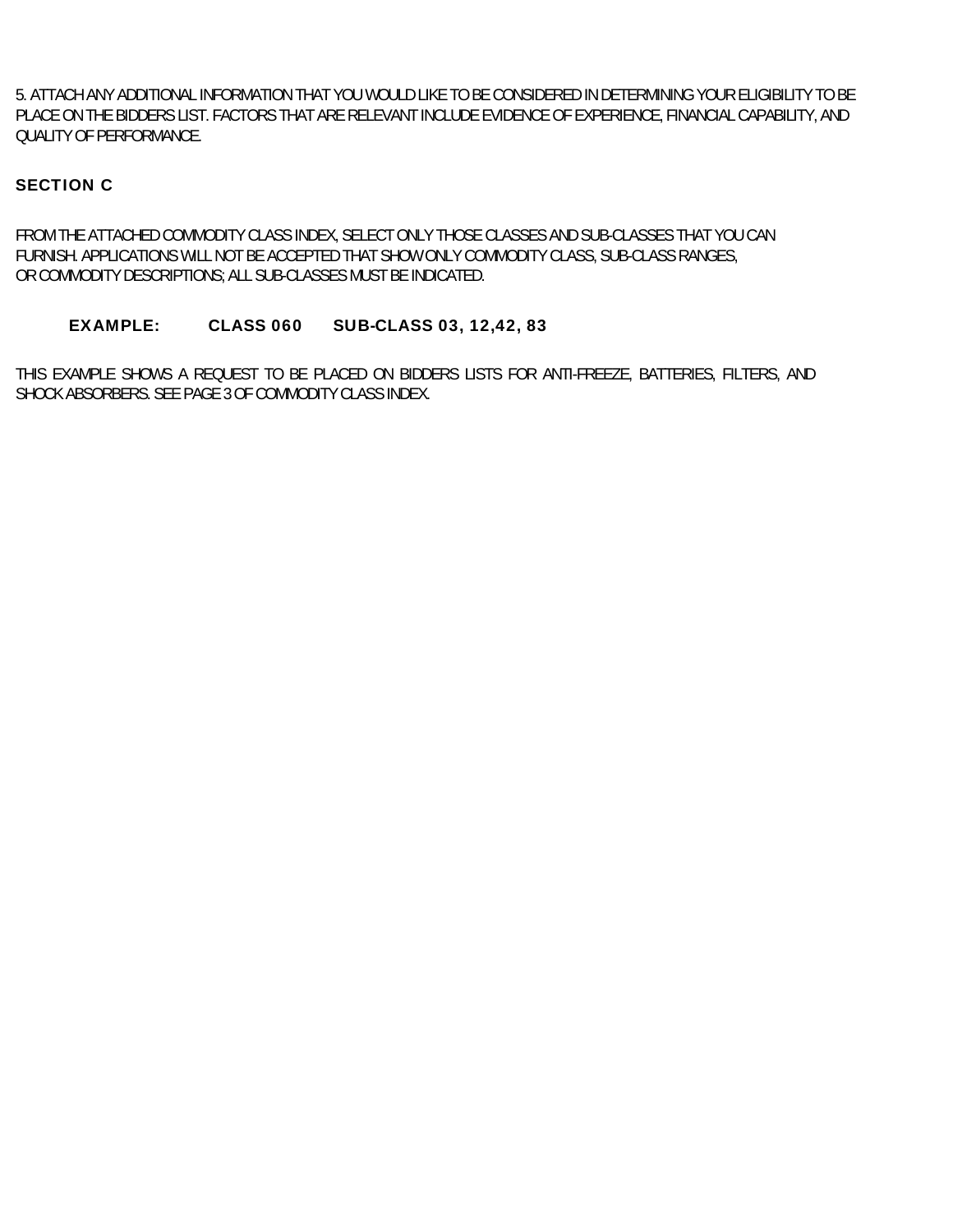5. ATTACH ANY ADDITIONAL INFORMATION THAT YOU WOULD LIKE TO BE CONSIDERED IN DETERMINING YOUR ELIGIBILITY TO BE PLACE ON THE BIDDERS LIST. FACTORS THAT ARE RELEVANT INCLUDE EVIDENCE OF EXPERIENCE, FINANCIAL CAPABILITY, AND QUALITY OF PERFORMANCE.

## SECTION C

FROM THE ATTACHED COMMODITY CLASS INDEX, SELECT ONLY THOSE CLASSES AND SUB-CLASSES THAT YOU CAN FURNISH. APPLICATIONS WILL NOT BE ACCEPTED THAT SHOW ONLY COMMODITY CLASS, SUB-CLASS RANGES, OR COMMODITY DESCRIPTIONS; ALL SUB-CLASSES MUST BE INDICATED.

**EXAMPLE: CLASS 060 SUB-CLASS 03, 12,42, 83**

THIS EXAMPLE SHOWS A REQUEST TO BE PLACED ON BIDDERS LISTS FOR ANTI-FREEZE, BATTERIES, FILTERS, AND SHOCK ABSORBERS. SEE PAGE 3 OF COMMODITY CLASS INDEX.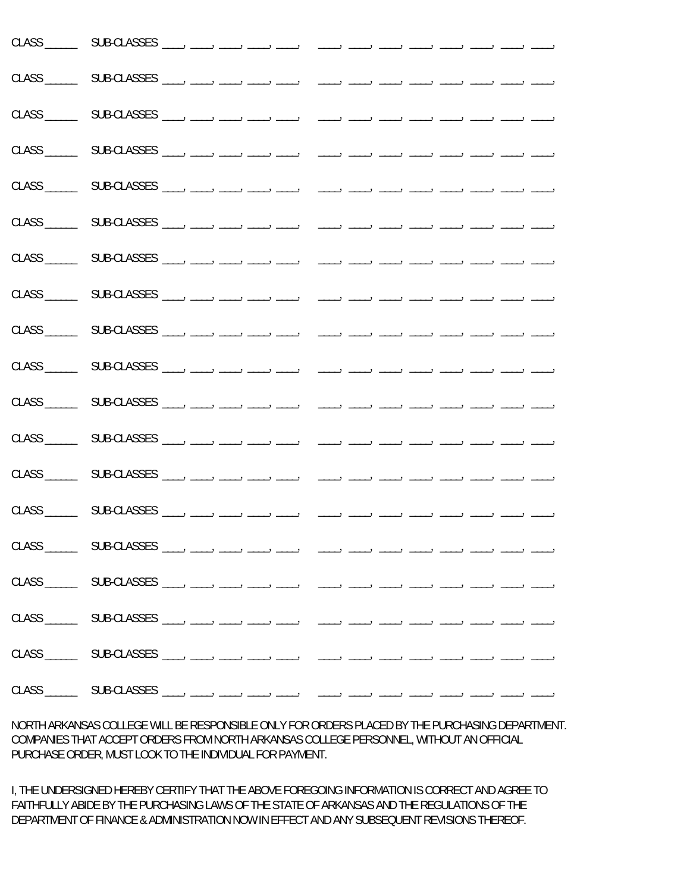CLASS _____ SUB-CLASSES ____, ____, ____, ____, ____, ____, ____, ____, ____, ____, ____, ____, ____,

CLASS _____ SUB-CLASSES ____, ____, ____, ____, ____, ____, ____, ____, ____, ____, ____, ____, ____,

CLASS _____ SUB-CLASSES ____, ____, ____, ____, ____, ____, ____, ____, ____, ____, ____, ____, ____,

CLASS _____ SUB-CLASSES ____, ____, ____, ____, ____, ____, ____, ____, ____, ____, ____, ____, ____,

CLASS _____ SUB-CLASSES ____, ____, ____, ____, ____, ____, ____, ____, ____, ____, ____, ____, ____,

CLASS _____ SUB-CLASSES ____, ____, ____, ____, ____, ____, ____, ____, ____, ____, ____, ____, ____,

CLASS _____ SUB-CLASSES ____, ____, ____, ____, ____, ____, ____, ____, ____, ____, ____, ____, ____,

CLASS _____ SUB-CLASSES ____, ____, ____, ____, ____, ____, ____, ____, ____, ____, ____, ____, ____,

CLASS _____ SUB-CLASSES ____, ____, ____, ____, ____, ____, ____, ____, ____, ____, ____, ____, ____,

CLASS _____ SUB-CLASSES ____, ____, ____, ____, ____, ____, ____, ____, ____, ____, ____, ____, ____,

CLASS _____ SUB-CLASSES ____, ____, ____, ____, ____, ____, ____, ____, ____, ____, ____, ____, ____,

CLASS _____ SUB-CLASSES ____, ____, ____, ____, ____, ____, ____, ____, ____, ____, ____, ____, ____,

CLASS _____ SUB-CLASSES ____, ____, ____, ____, ____, ____, ____, ____, ____, ____, ____, ____, ____,

CLASS _____ SUB-CLASSES ____, ____, ____, ____, ____, ____, ____, ____, ____, ____, ____, ____, ____,

CLASS _____ SUB-CLASSES ____, ____, ____, ____, ____, ____, ____, ____, ____, ____, ____, ____, ____,

CLASS _____ SUB-CLASSES ____, ____, ____, ____, ____, ____, ____, ____, ____, ____, ____, ____, ____,

CLASS _____ SUB-CLASSES ____, ____, ____, ____, ____, ____, ____, ____, ____, ____, ____, ____, ____,

CLASS _____ SUB-CLASSES ____, ____, ____, ____, ____, ____, ____, ____, ____, ____, ____, ____, ____,

CLASS _____ SUB-CLASSES ____, ____, ____, ____, ____, ____, ____, ____, ____, ____, ____, ____, ____,

NORTH ARKANSAS COLLEGE WILL BE RESPONSIBLE ONLY FOR ORDERS PLACED BY THE PURCHASING DEPARTMENT. COMPANIES THAT ACCEPT ORDERS FROM NORTH ARKANSAS COLLEGE PERSONNEL, WITHOUT AN OFFICIAL PURCHASE ORDER, MUST LOOK TO THE INDIVIDUAL FOR PAYMENT.

I, THE UNDERSIGNED HEREBY CERTIFY THAT THE ABOVE FOREGOING INFORMATION IS CORRECT AND AGREE TO FAITHFULLY ABIDE BY THE PURCHASING LAWS OF THE STATE OF ARKANSAS AND THE REGULATIONS OF THE DEPARTMENT OF FINANCE & ADMINISTRATION NOW IN EFFECT AND ANY SUBSEQUENT REVISIONS THEREOF.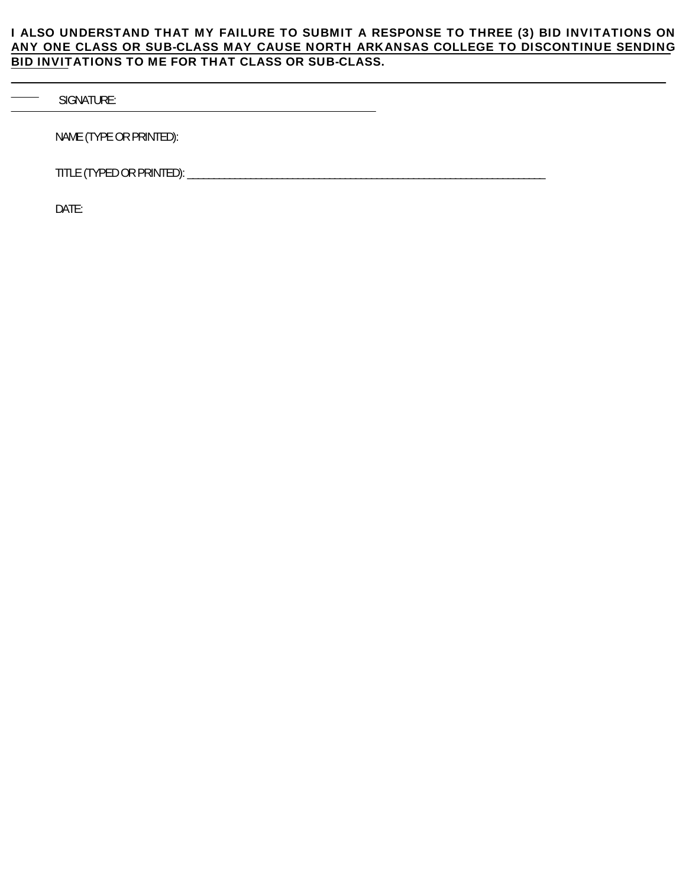**I ALSO UNDERSTAND THAT MY FAILURE TO SUBMIT A RESPONSE TO THREE (3) BID INVITATIONS ON ANY ONE CLASS OR SUB-CLASS MAY CAUSE NORTH ARKANSAS COLLEGE TO DISCONTINUE SENDING BID INVITATIONS TO ME FOR THAT CLASS OR SUB-CLASS.**

SIGNATURE:

NAME (TYPE OR PRINTED):

TITLE (TYPED OR PRINTED): ___________________________________________________________

DATE: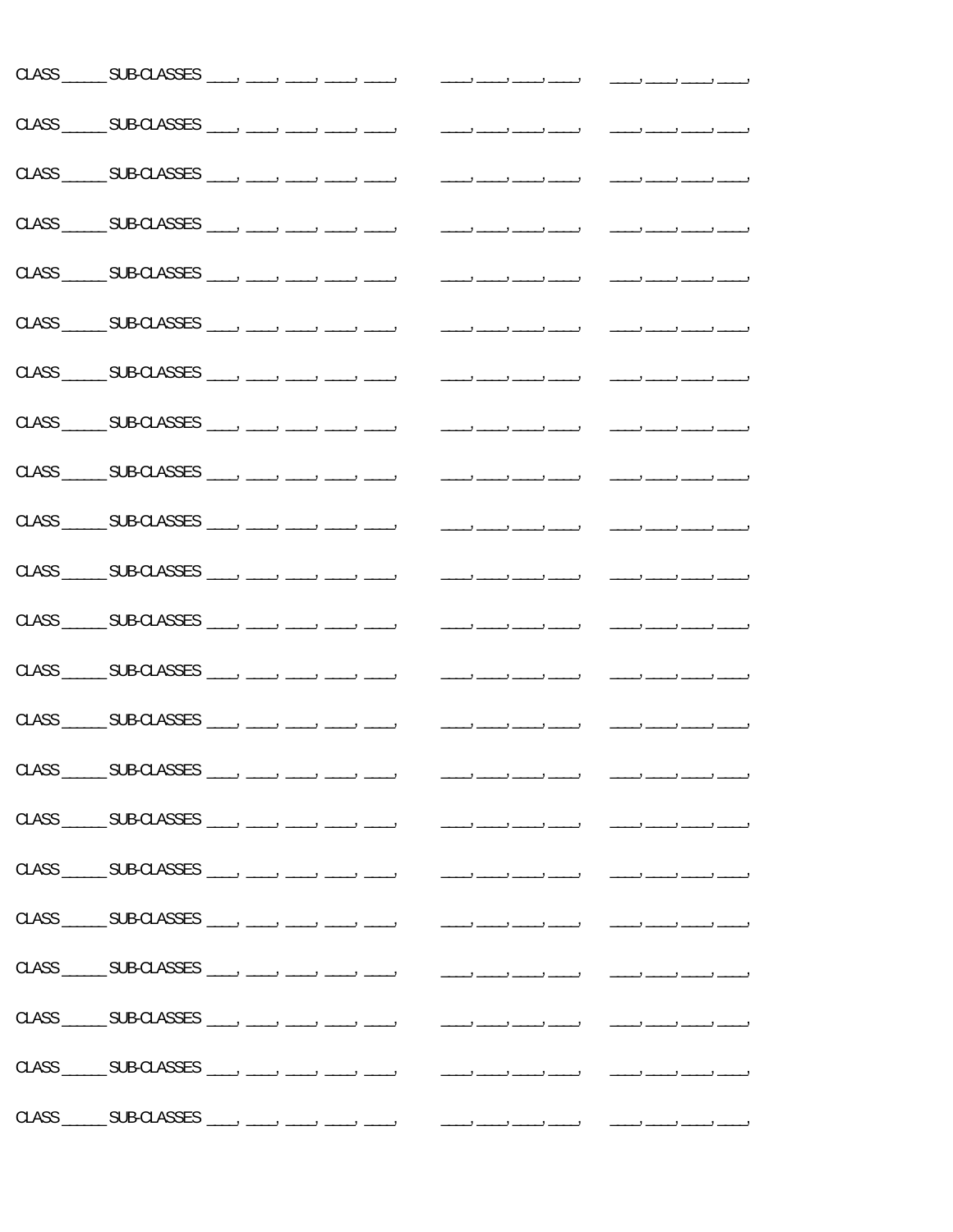CLASS _____ SUB-CLASSES ___, ___, ___, ___, ___, ___, ___, ___, ___, ___, ___, ___, ___,

CLASS _____ SUB-CLASSES ___, ___, ___, ___, ___, ___, ___, ___, ___, ___, ___, ___, ___,

CLASS _____ SUB-CLASSES ___, ___, ___, ___, ___, ___, ___, ___, ___, ___, ___, ___, ___,

CLASS _____ SUB-CLASSES ___, ___, ___, ___, ___, ___, ___, ___, ___, ___, ___, ___, ___,

CLASS _____ SUB-CLASSES ___, ___, ___, ___, ___, ___, ___, ___, ___, ___, ___, ___, ___,

CLASS _____ SUB-CLASSES ___, ___, ___, ___, ___, ___, ___, ___, ___, ___, ___, ___, ___,

CLASS _____ SUB-CLASSES ___, ___, ___, ___, ___, ___, ___, ___, ___, ___, ___, ___, ___,

CLASS _____ SUB-CLASSES ___, ___, ___, ___, ___, ___, ___, ___, ___, ___, ___, ___, ___,

CLASS _____ SUB-CLASSES ___, ___, ___, ___, ___, ___, ___, ___, ___, ___, ___, ___, ___,

CLASS _____ SUB-CLASSES ___, ___, ___, ___, ___, ___, ___, ___, ___, ___, ___, ___, ___,

CLASS _____ SUB-CLASSES ___, ___, ___, ___, ___, ___, ___, ___, ___, ___, ___, ___, ___,

CLASS _____ SUB-CLASSES ___, ___, ___, ___, ___, ___, ___, ___, ___, ___, ___, ___, ___,

CLASS _____ SUB-CLASSES ___, ___, ___, ___, ___, ___, ___, ___, ___, ___, ___, ___, ___,

CLASS _____ SUB-CLASSES ___, ___, ___, ___, ___, ___, ___, ___, ___, ___, ___, ___, ___,

CLASS _____ SUB-CLASSES ___, ___, ___, ___, ___, ___, ___, ___, ___, ___, ___, ___, ___,

CLASS _____ SUB-CLASSES ___, ___, ___, ___, ___, ___, ___, ___, ___, ___, ___, ___, ___,

CLASS _____ SUB-CLASSES ___, ___, ___, ___, ___, ___, ___, ___, ___, ___, ___, ___, ___,

CLASS _____ SUB-CLASSES ___, ___, ___, ___, ___, ___, ___, ___, ___, ___, ___, ___, ___,

CLASS _____ SUB-CLASSES ___, ___, ___, ___, ___, ___, ___, ___, ___, ___, ___, ___, ___,

CLASS _____ SUB-CLASSES ___, ___, ___, ___, ___, ___, ___, ___, ___, ___, ___, ___, ___,

CLASS _____ SUB-CLASSES ___, ___, ___, ___, ___, ___, ___, ___, ___, ___, ___, ___, ___,

CLASS _____ SUB-CLASSES ___, ___, ___, ___, ___, ___, ___, ___, ___, ___, ___, ___, ___,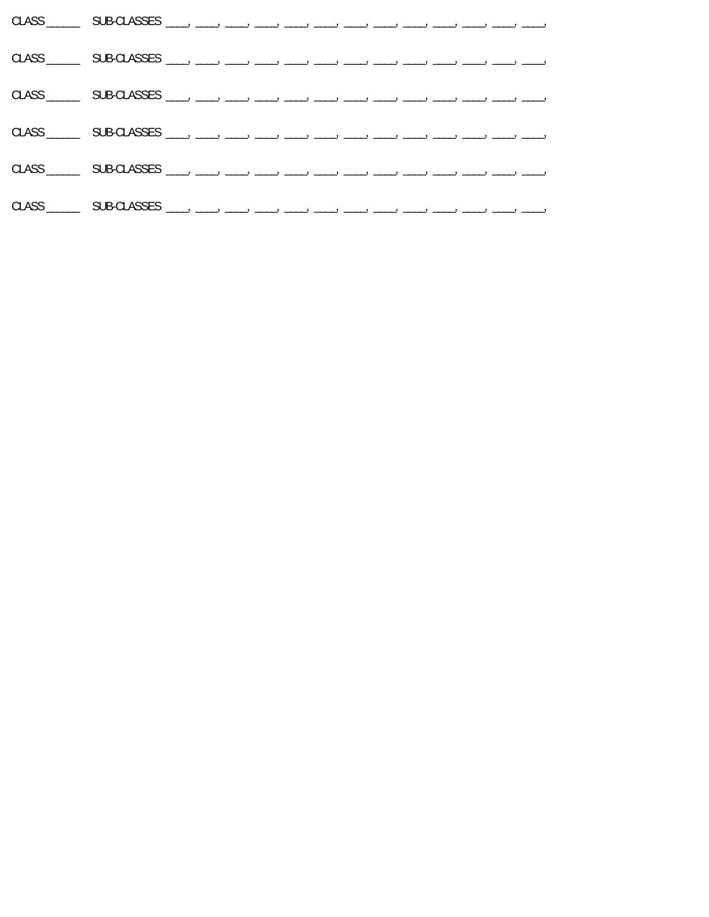CLASS _____ SUB-CLASSES ____, ____, ____, ____, ____, ____, ____, ____, ____, ____, ____, ____, ____

CLASS _____ SUB-CLASSES ____, ____, ____, ____, ____, ____, ____, ____, ____, ____, ____, ____, ____

CLASS _____ SUB-CLASSES ____, ____, ____, ____, ____, ____, ____, ____, ____, ____, ____, ____, ____

CLASS _____ SUB-CLASSES ____, ____, ____, ____, ____, ____, ____, ____, ____, ____, ____, ____, ____

CLASS _____ SUB-CLASSES ____, ____, ____, ____, ____, ____, ____, ____, ____, ____, ____, ____, ____

CLASS _____ SUB-CLASSES ____, ____, ____, ____, ____, ____, ____, ____, ____, ____, ____, ____, ____